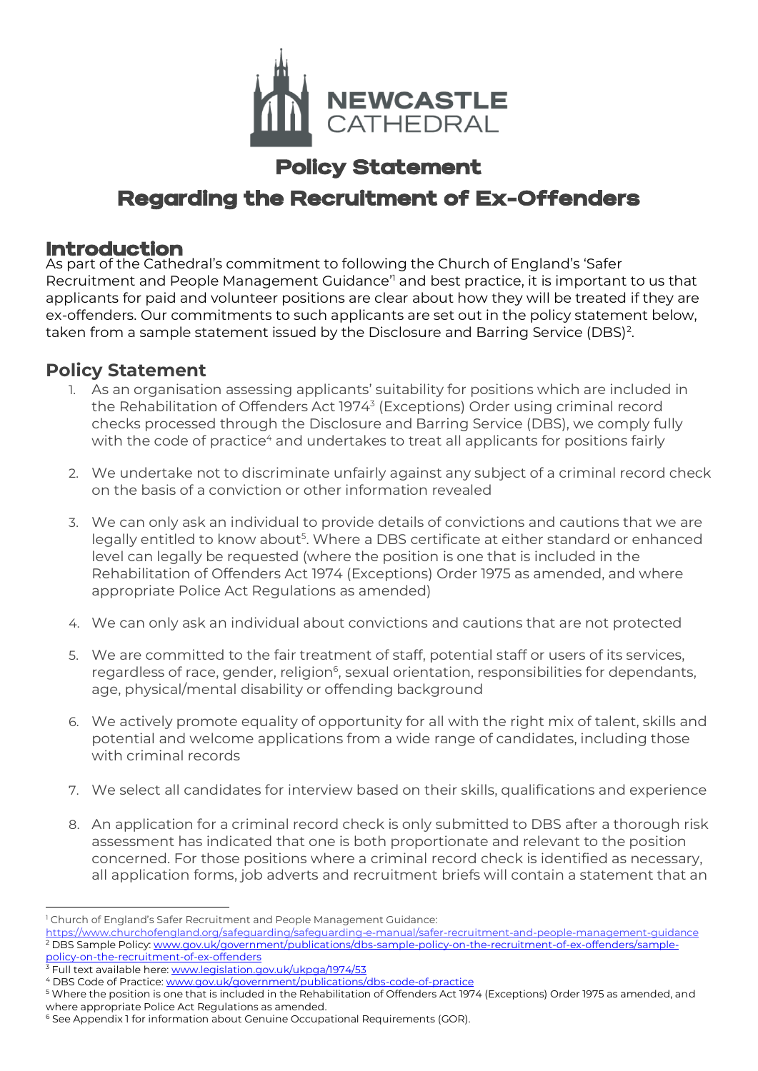NEWCASTLE CATHEDRAL

# Policy Statement

# Regarding the Recruitment of Ex-Offenders

## Introduction

As part of the Cathedral's commitment to following the Church of England's 'Safer Recruitment and People Management Guidance'[1] and best practice, it is important to us that applicants for paid and volunteer positions are clear about how they will be treated if they are ex-offenders. Our commitments to such applicants are set out in the policy statement below, taken from a sample statement issued by the Disclosure and Barring Service (DBS)[2].

## Policy Statement

1. As an organisation assessing applicants' suitability for positions which are included in the Rehabilitation of Offenders Act 1974[3] (Exceptions) Order using criminal record checks processed through the Disclosure and Barring Service (DBS), we comply fully with the code of practice[4] and undertakes to treat all applicants for positions fairly

2. We undertake not to discriminate unfairly against any subject of a criminal record check on the basis of a conviction or other information revealed

3. We can only ask an individual to provide details of convictions and cautions that we are legally entitled to know about[5]. Where a DBS certificate at either standard or enhanced level can legally be requested (where the position is one that is included in the Rehabilitation of Offenders Act 1974 (Exceptions) Order 1975 as amended, and where appropriate Police Act Regulations as amended)

4. We can only ask an individual about convictions and cautions that are not protected

5. We are committed to the fair treatment of staff, potential staff or users of its services, regardless of race, gender, religion[6], sexual orientation, responsibilities for dependants, age, physical/mental disability or offending background

6. We actively promote equality of opportunity for all with the right mix of talent, skills and potential and welcome applications from a wide range of candidates, including those with criminal records

7. We select all candidates for interview based on their skills, qualifications and experience

8. An application for a criminal record check is only submitted to DBS after a thorough risk assessment has indicated that one is both proportionate and relevant to the position concerned. For those positions where a criminal record check is identified as necessary, all application forms, job adverts and recruitment briefs will contain a statement that an

---

[1] Church of England's Safer Recruitment and People Management Guidance: https://www.churchofengland.org/safeguarding/safeguarding-e-manual/safer-recruitment-and-people-management-guidance

[2] DBS Sample Policy: www.gov.uk/government/publications/dbs-sample-policy-on-the-recruitment-of-ex-offenders/sample-policy-on-the-recruitment-of-ex-offenders

[3] Full text available here: www.legislation.gov.uk/ukpga/1974/53

[4] DBS Code of Practice: www.gov.uk/government/publications/dbs-code-of-practice

[5] Where the position is one that is included in the Rehabilitation of Offenders Act 1974 (Exceptions) Order 1975 as amended, and where appropriate Police Act Regulations as amended.

[6] See Appendix 1 for information about Genuine Occupational Requirements (GOR).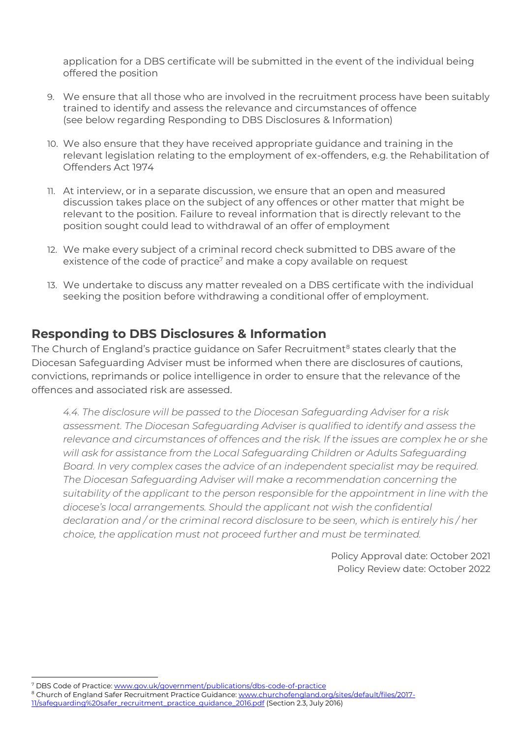application for a DBS certificate will be submitted in the event of the individual being offered the position

9. We ensure that all those who are involved in the recruitment process have been suitably trained to identify and assess the relevance and circumstances of offence (see below regarding Responding to DBS Disclosures & Information)

10. We also ensure that they have received appropriate guidance and training in the relevant legislation relating to the employment of ex-offenders, e.g. the Rehabilitation of Offenders Act 1974

11. At interview, or in a separate discussion, we ensure that an open and measured discussion takes place on the subject of any offences or other matter that might be relevant to the position. Failure to reveal information that is directly relevant to the position sought could lead to withdrawal of an offer of employment

12. We make every subject of a criminal record check submitted to DBS aware of the existence of the code of practice[7] and make a copy available on request

13. We undertake to discuss any matter revealed on a DBS certificate with the individual seeking the position before withdrawing a conditional offer of employment.

## Responding to DBS Disclosures & Information

The Church of England's practice guidance on Safer Recruitment[8] states clearly that the Diocesan Safeguarding Adviser must be informed when there are disclosures of cautions, convictions, reprimands or police intelligence in order to ensure that the relevance of the offences and associated risk are assessed.

> *4.4. The disclosure will be passed to the Diocesan Safeguarding Adviser for a risk assessment. The Diocesan Safeguarding Adviser is qualified to identify and assess the relevance and circumstances of offences and the risk. If the issues are complex he or she will ask for assistance from the Local Safeguarding Children or Adults Safeguarding Board. In very complex cases the advice of an independent specialist may be required. The Diocesan Safeguarding Adviser will make a recommendation concerning the suitability of the applicant to the person responsible for the appointment in line with the diocese's local arrangements. Should the applicant not wish the confidential declaration and / or the criminal record disclosure to be seen, which is entirely his / her choice, the application must not proceed further and must be terminated.*

Policy Approval date: October 2021
Policy Review date: October 2022

---

[7] DBS Code of Practice: www.gov.uk/government/publications/dbs-code-of-practice

[8] Church of England Safer Recruitment Practice Guidance: www.churchofengland.org/sites/default/files/2017-11/safeguarding%20safer_recruitment_practice_guidance_2016.pdf (Section 2.3, July 2016)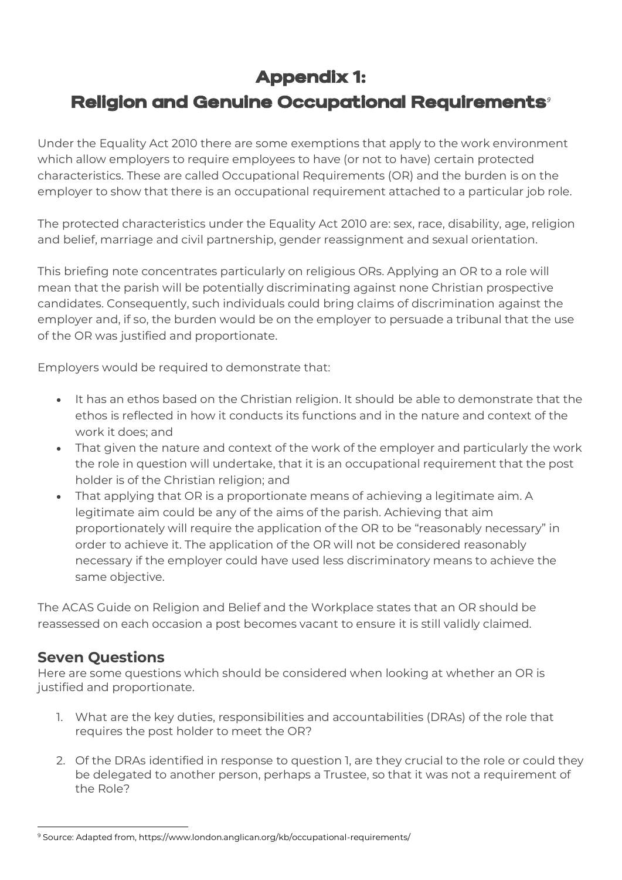# Appendix 1:
# Religion and Genuine Occupational Requirements[9]

Under the Equality Act 2010 there are some exemptions that apply to the work environment which allow employers to require employees to have (or not to have) certain protected characteristics. These are called Occupational Requirements (OR) and the burden is on the employer to show that there is an occupational requirement attached to a particular job role.

The protected characteristics under the Equality Act 2010 are: sex, race, disability, age, religion and belief, marriage and civil partnership, gender reassignment and sexual orientation.

This briefing note concentrates particularly on religious ORs. Applying an OR to a role will mean that the parish will be potentially discriminating against none Christian prospective candidates. Consequently, such individuals could bring claims of discrimination against the employer and, if so, the burden would be on the employer to persuade a tribunal that the use of the OR was justified and proportionate.

Employers would be required to demonstrate that:

- It has an ethos based on the Christian religion. It should be able to demonstrate that the ethos is reflected in how it conducts its functions and in the nature and context of the work it does; and
- That given the nature and context of the work of the employer and particularly the work the role in question will undertake, that it is an occupational requirement that the post holder is of the Christian religion; and
- That applying that OR is a proportionate means of achieving a legitimate aim. A legitimate aim could be any of the aims of the parish. Achieving that aim proportionately will require the application of the OR to be "reasonably necessary" in order to achieve it. The application of the OR will not be considered reasonably necessary if the employer could have used less discriminatory means to achieve the same objective.

The ACAS Guide on Religion and Belief and the Workplace states that an OR should be reassessed on each occasion a post becomes vacant to ensure it is still validly claimed.

## Seven Questions

Here are some questions which should be considered when looking at whether an OR is justified and proportionate.

1. What are the key duties, responsibilities and accountabilities (DRAs) of the role that requires the post holder to meet the OR?

2. Of the DRAs identified in response to question 1, are they crucial to the role or could they be delegated to another person, perhaps a Trustee, so that it was not a requirement of the Role?

---

[9] Source: Adapted from, https://www.london.anglican.org/kb/occupational-requirements/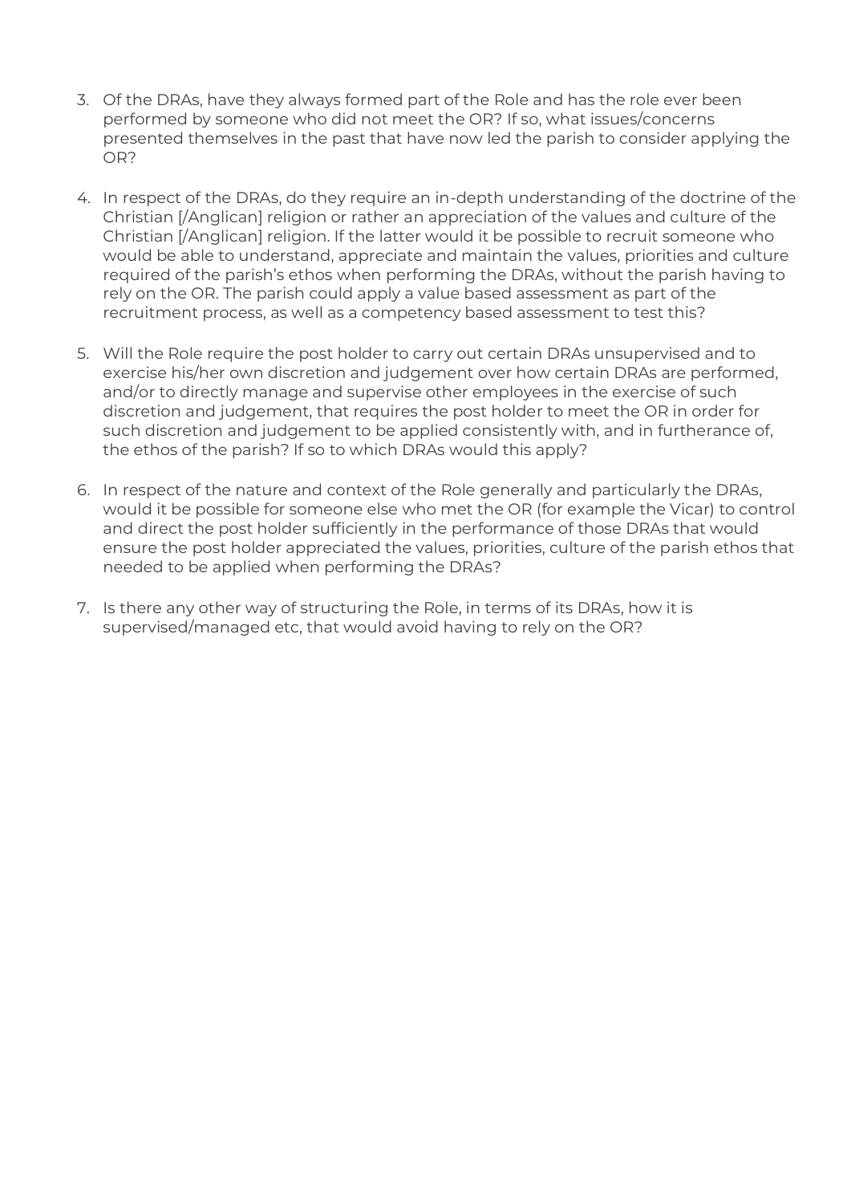3. Of the DRAs, have they always formed part of the Role and has the role ever been performed by someone who did not meet the OR? If so, what issues/concerns presented themselves in the past that have now led the parish to consider applying the OR?

4. In respect of the DRAs, do they require an in-depth understanding of the doctrine of the Christian [/Anglican] religion or rather an appreciation of the values and culture of the Christian [/Anglican] religion. If the latter would it be possible to recruit someone who would be able to understand, appreciate and maintain the values, priorities and culture required of the parish's ethos when performing the DRAs, without the parish having to rely on the OR. The parish could apply a value based assessment as part of the recruitment process, as well as a competency based assessment to test this?

5. Will the Role require the post holder to carry out certain DRAs unsupervised and to exercise his/her own discretion and judgement over how certain DRAs are performed, and/or to directly manage and supervise other employees in the exercise of such discretion and judgement, that requires the post holder to meet the OR in order for such discretion and judgement to be applied consistently with, and in furtherance of, the ethos of the parish? If so to which DRAs would this apply?

6. In respect of the nature and context of the Role generally and particularly the DRAs, would it be possible for someone else who met the OR (for example the Vicar) to control and direct the post holder sufficiently in the performance of those DRAs that would ensure the post holder appreciated the values, priorities, culture of the parish ethos that needed to be applied when performing the DRAs?

7. Is there any other way of structuring the Role, in terms of its DRAs, how it is supervised/managed etc, that would avoid having to rely on the OR?